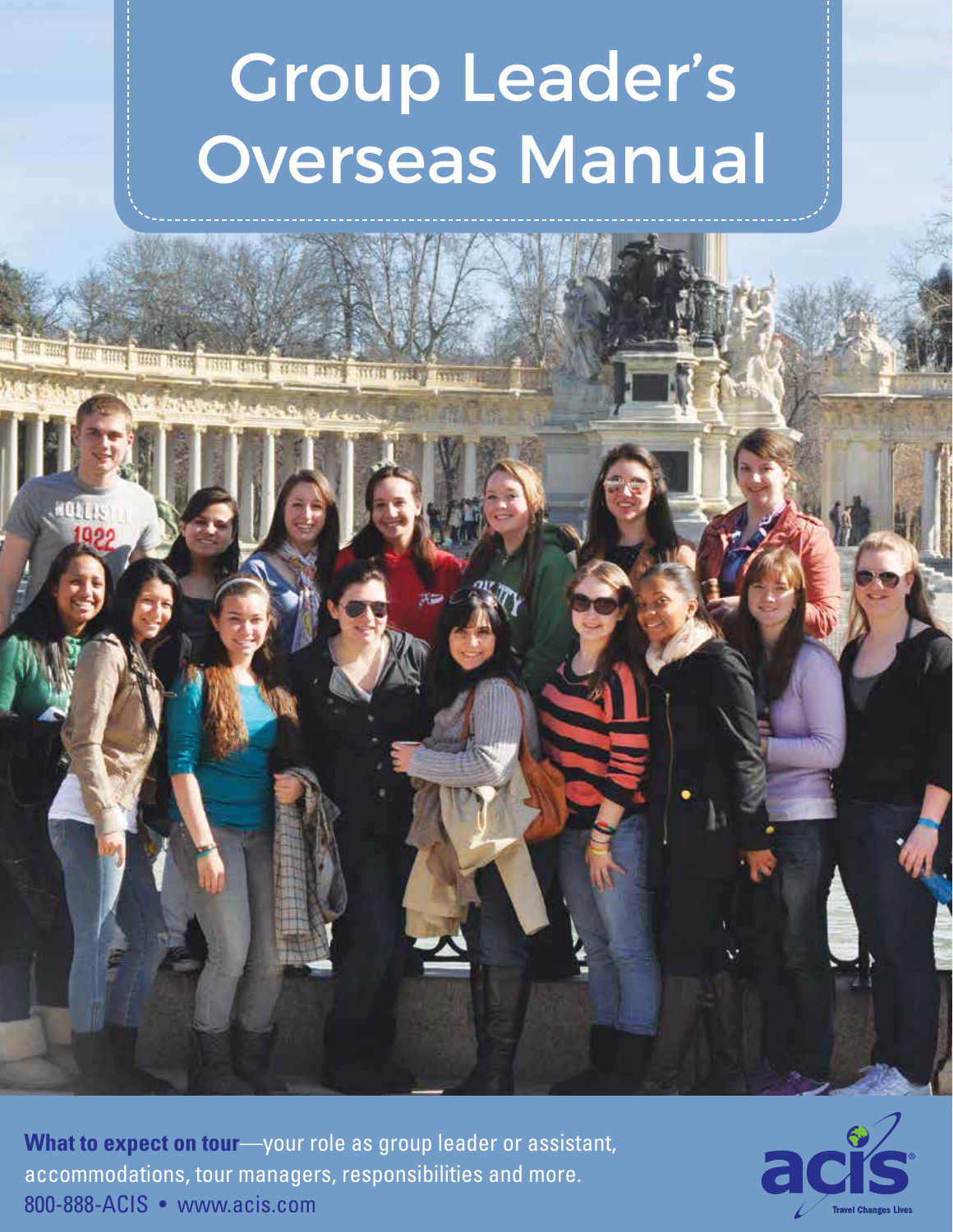# Group Leader's Overseas Manual

**What to expect on tour**—your role as group leader or assistant, accommodations, tour managers, responsibilities and more.

800-888-ACIS • www.acis.com

acis® Travel Changes Lives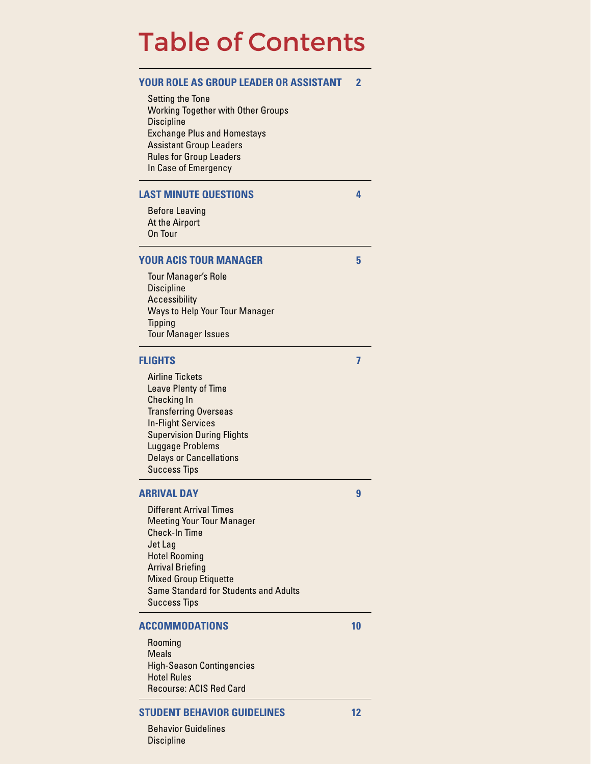# Table of Contents

## YOUR ROLE AS GROUP LEADER OR ASSISTANT — 2

- Setting the Tone
- Working Together with Other Groups
- Discipline
- Exchange Plus and Homestays
- Assistant Group Leaders
- Rules for Group Leaders
- In Case of Emergency

## LAST MINUTE QUESTIONS — 4

- Before Leaving
- At the Airport
- On Tour

## YOUR ACIS TOUR MANAGER — 5

- Tour Manager's Role
- Discipline
- Accessibility
- Ways to Help Your Tour Manager
- Tipping
- Tour Manager Issues

## FLIGHTS — 7

- Airline Tickets
- Leave Plenty of Time
- Checking In
- Transferring Overseas
- In-Flight Services
- Supervision During Flights
- Luggage Problems
- Delays or Cancellations
- Success Tips

## ARRIVAL DAY — 9

- Different Arrival Times
- Meeting Your Tour Manager
- Check-In Time
- Jet Lag
- Hotel Rooming
- Arrival Briefing
- Mixed Group Etiquette
- Same Standard for Students and Adults
- Success Tips

## ACCOMMODATIONS — 10

- Rooming
- Meals
- High-Season Contingencies
- Hotel Rules
- Recourse: ACIS Red Card

## STUDENT BEHAVIOR GUIDELINES — 12

- Behavior Guidelines
- Discipline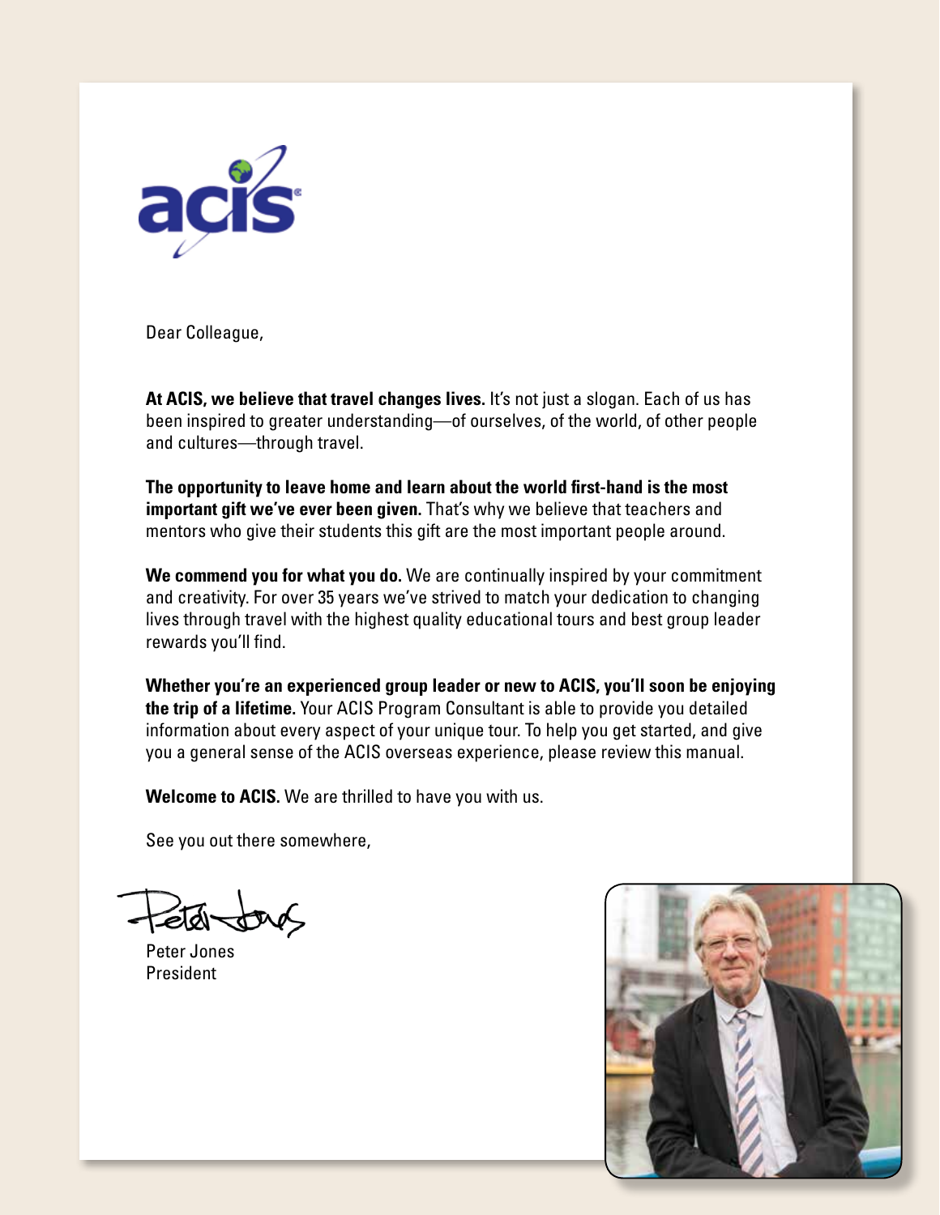Dear Colleague,

**At ACIS, we believe that travel changes lives.** It's not just a slogan. Each of us has been inspired to greater understanding—of ourselves, of the world, of other people and cultures—through travel.

**The opportunity to leave home and learn about the world first-hand is the most important gift we've ever been given.** That's why we believe that teachers and mentors who give their students this gift are the most important people around.

**We commend you for what you do.** We are continually inspired by your commitment and creativity. For over 35 years we've strived to match your dedication to changing lives through travel with the highest quality educational tours and best group leader rewards you'll find.

**Whether you're an experienced group leader or new to ACIS, you'll soon be enjoying the trip of a lifetime.** Your ACIS Program Consultant is able to provide you detailed information about every aspect of your unique tour. To help you get started, and give you a general sense of the ACIS overseas experience, please review this manual.

**Welcome to ACIS.** We are thrilled to have you with us.

See you out there somewhere,

Peter Jones
President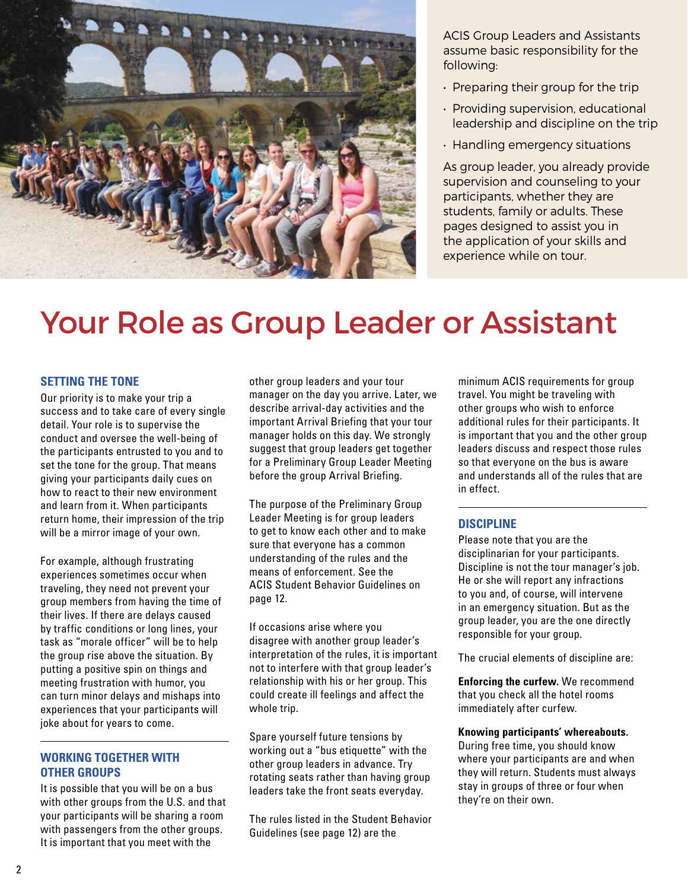ACIS Group Leaders and Assistants assume basic responsibility for the following:

- Preparing their group for the trip
- Providing supervision, educational leadership and discipline on the trip
- Handling emergency situations

As group leader, you already provide supervision and counseling to your participants, whether they are students, family or adults. These pages designed to assist you in the application of your skills and experience while on tour.

# Your Role as Group Leader or Assistant

## SETTING THE TONE

Our priority is to make your trip a success and to take care of every single detail. Your role is to supervise the conduct and oversee the well-being of the participants entrusted to you and to set the tone for the group. That means giving your participants daily cues on how to react to their new environment and learn from it. When participants return home, their impression of the trip will be a mirror image of your own.

For example, although frustrating experiences sometimes occur when traveling, they need not prevent your group members from having the time of their lives. If there are delays caused by traffic conditions or long lines, your task as "morale officer" will be to help the group rise above the situation. By putting a positive spin on things and meeting frustration with humor, you can turn minor delays and mishaps into experiences that your participants will joke about for years to come.

## WORKING TOGETHER WITH OTHER GROUPS

It is possible that you will be on a bus with other groups from the U.S. and that your participants will be sharing a room with passengers from the other groups. It is important that you meet with the other group leaders and your tour manager on the day you arrive. Later, we describe arrival-day activities and the important Arrival Briefing that your tour manager holds on this day. We strongly suggest that group leaders get together for a Preliminary Group Leader Meeting before the group Arrival Briefing.

The purpose of the Preliminary Group Leader Meeting is for group leaders to get to know each other and to make sure that everyone has a common understanding of the rules and the means of enforcement. See the ACIS Student Behavior Guidelines on page 12.

If occasions arise where you disagree with another group leader's interpretation of the rules, it is important not to interfere with that group leader's relationship with his or her group. This could create ill feelings and affect the whole trip.

Spare yourself future tensions by working out a "bus etiquette" with the other group leaders in advance. Try rotating seats rather than having group leaders take the front seats everyday.

The rules listed in the Student Behavior Guidelines (see page 12) are the minimum ACIS requirements for group travel. You might be traveling with other groups who wish to enforce additional rules for their participants. It is important that you and the other group leaders discuss and respect those rules so that everyone on the bus is aware and understands all of the rules that are in effect.

## DISCIPLINE

Please note that you are the disciplinarian for your participants. Discipline is not the tour manager's job. He or she will report any infractions to you and, of course, will intervene in an emergency situation. But as the group leader, you are the one directly responsible for your group.

The crucial elements of discipline are:

**Enforcing the curfew.** We recommend that you check all the hotel rooms immediately after curfew.

**Knowing participants' whereabouts.** During free time, you should know where your participants are and when they will return. Students must always stay in groups of three or four when they're on their own.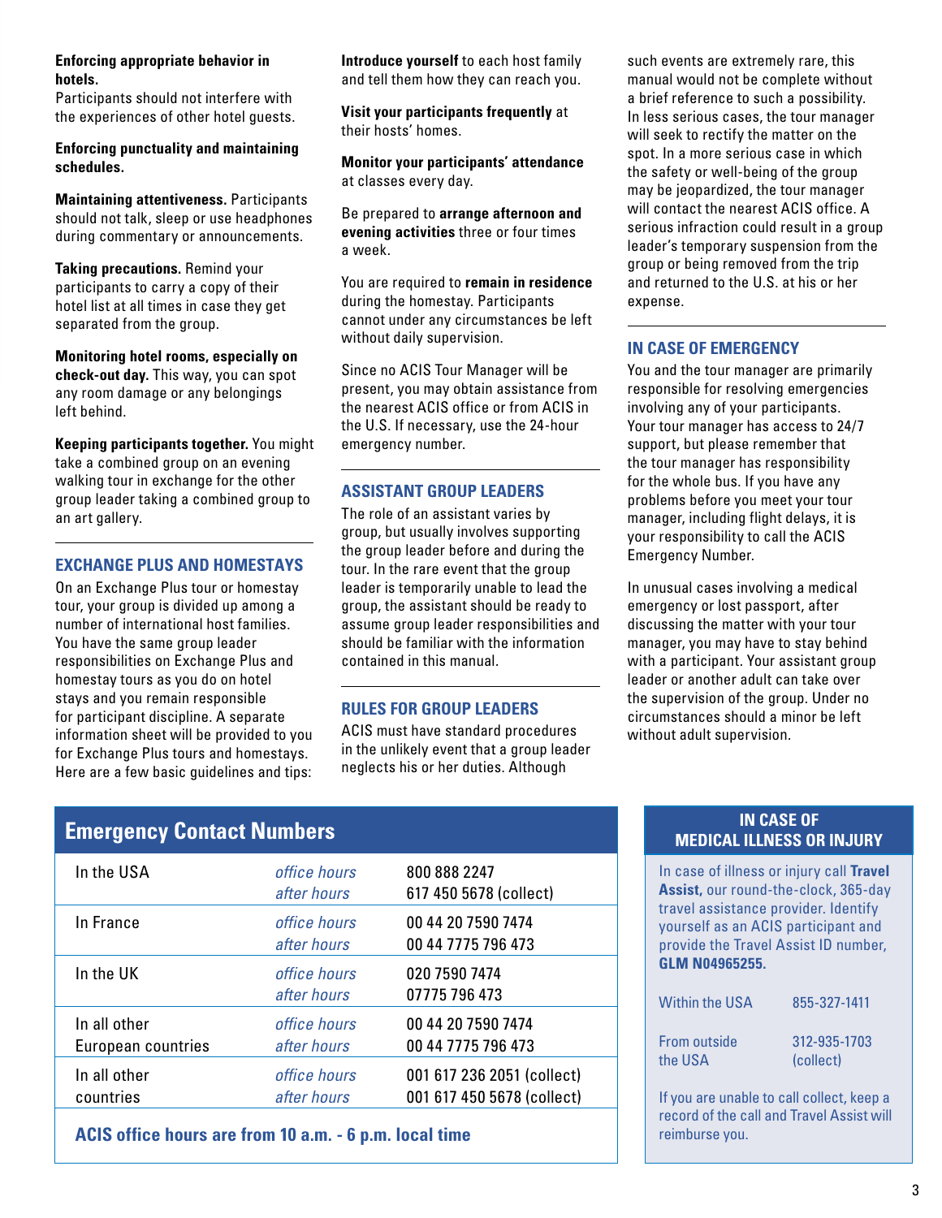**Enforcing appropriate behavior in hotels.**
Participants should not interfere with the experiences of other hotel guests.

**Enforcing punctuality and maintaining schedules.**

**Maintaining attentiveness.** Participants should not talk, sleep or use headphones during commentary or announcements.

**Taking precautions.** Remind your participants to carry a copy of their hotel list at all times in case they get separated from the group.

**Monitoring hotel rooms, especially on check-out day.** This way, you can spot any room damage or any belongings left behind.

**Keeping participants together.** You might take a combined group on an evening walking tour in exchange for the other group leader taking a combined group to an art gallery.

## EXCHANGE PLUS AND HOMESTAYS

On an Exchange Plus tour or homestay tour, your group is divided up among a number of international host families. You have the same group leader responsibilities on Exchange Plus and homestay tours as you do on hotel stays and you remain responsible for participant discipline. A separate information sheet will be provided to you for Exchange Plus tours and homestays. Here are a few basic guidelines and tips:

**Introduce yourself** to each host family and tell them how they can reach you.

**Visit your participants frequently** at their hosts' homes.

**Monitor your participants' attendance** at classes every day.

Be prepared to **arrange afternoon and evening activities** three or four times a week.

You are required to **remain in residence** during the homestay. Participants cannot under any circumstances be left without daily supervision.

Since no ACIS Tour Manager will be present, you may obtain assistance from the nearest ACIS office or from ACIS in the U.S. If necessary, use the 24-hour emergency number.

## ASSISTANT GROUP LEADERS

The role of an assistant varies by group, but usually involves supporting the group leader before and during the tour. In the rare event that the group leader is temporarily unable to lead the group, the assistant should be ready to assume group leader responsibilities and should be familiar with the information contained in this manual.

## RULES FOR GROUP LEADERS

ACIS must have standard procedures in the unlikely event that a group leader neglects his or her duties. Although such events are extremely rare, this manual would not be complete without a brief reference to such a possibility. In less serious cases, the tour manager will seek to rectify the matter on the spot. In a more serious case in which the safety or well-being of the group may be jeopardized, the tour manager will contact the nearest ACIS office. A serious infraction could result in a group leader's temporary suspension from the group or being removed from the trip and returned to the U.S. at his or her expense.

## IN CASE OF EMERGENCY

You and the tour manager are primarily responsible for resolving emergencies involving any of your participants. Your tour manager has access to 24/7 support, but please remember that the tour manager has responsibility for the whole bus. If you have any problems before you meet your tour manager, including flight delays, it is your responsibility to call the ACIS Emergency Number.

In unusual cases involving a medical emergency or lost passport, after discussing the matter with your tour manager, you may have to stay behind with a participant. Your assistant group leader or another adult can take over the supervision of the group. Under no circumstances should a minor be left without adult supervision.

## Emergency Contact Numbers

| | | |
|---|---|---|
| In the USA | *office hours*<br>*after hours* | 800 888 2247<br>617 450 5678 (collect) |
| In France | *office hours*<br>*after hours* | 00 44 20 7590 7474<br>00 44 7775 796 473 |
| In the UK | *office hours*<br>*after hours* | 020 7590 7474<br>07775 796 473 |
| In all other European countries | *office hours*<br>*after hours* | 00 44 20 7590 7474<br>00 44 7775 796 473 |
| In all other countries | *office hours*<br>*after hours* | 001 617 236 2051 (collect)<br>001 617 450 5678 (collect) |

**ACIS office hours are from 10 a.m. - 6 p.m. local time**

## IN CASE OF MEDICAL ILLNESS OR INJURY

In case of illness or injury call **Travel Assist,** our round-the-clock, 365-day travel assistance provider. Identify yourself as an ACIS participant and provide the Travel Assist ID number, **GLM N04965255.**

| | |
|---|---|
| Within the USA | 855-327-1411 |
| From outside the USA | 312-935-1703 (collect) |

If you are unable to call collect, keep a record of the call and Travel Assist will reimburse you.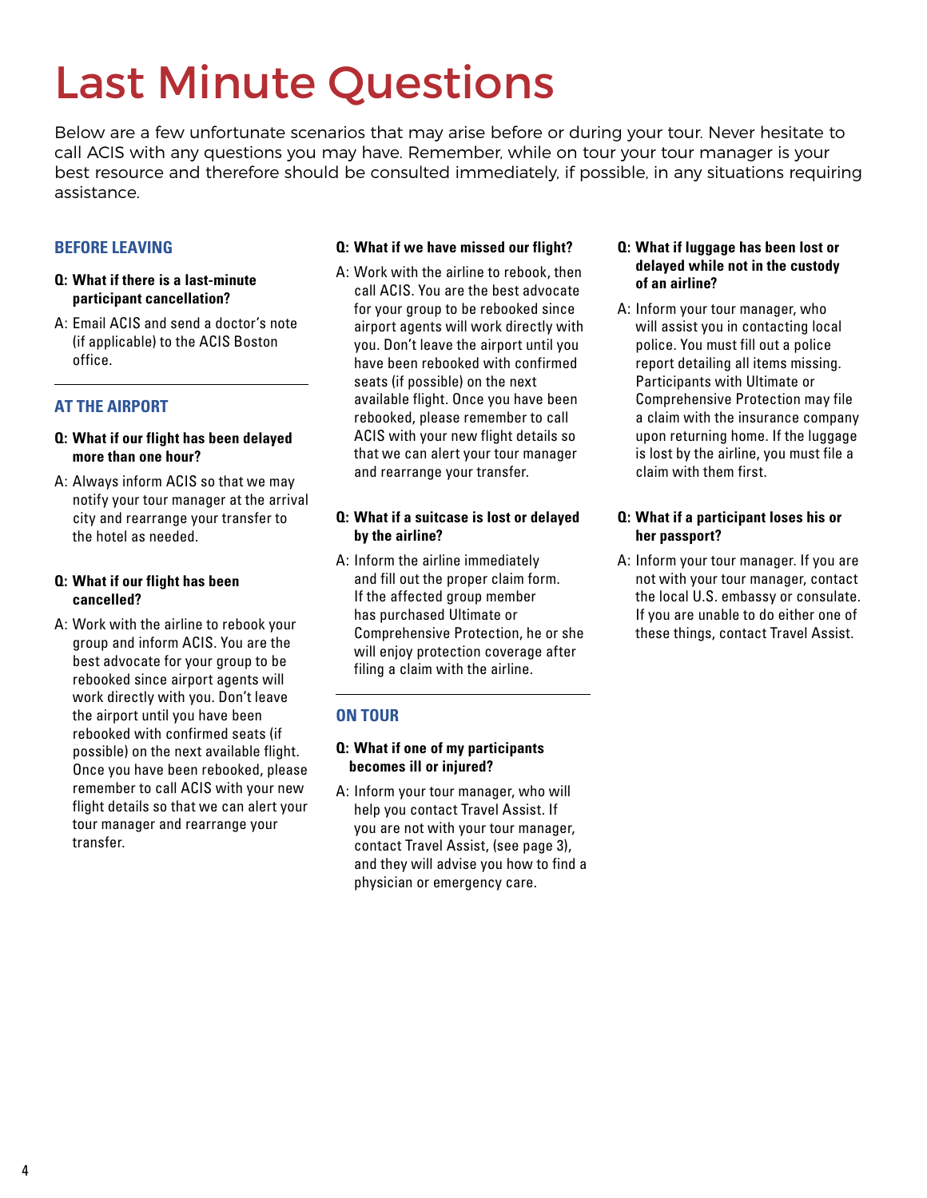# Last Minute Questions

Below are a few unfortunate scenarios that may arise before or during your tour. Never hesitate to call ACIS with any questions you may have. Remember, while on tour your tour manager is your best resource and therefore should be consulted immediately, if possible, in any situations requiring assistance.

## BEFORE LEAVING

**Q: What if there is a last-minute participant cancellation?**

A: Email ACIS and send a doctor's note (if applicable) to the ACIS Boston office.

## AT THE AIRPORT

**Q: What if our flight has been delayed more than one hour?**

A: Always inform ACIS so that we may notify your tour manager at the arrival city and rearrange your transfer to the hotel as needed.

**Q: What if our flight has been cancelled?**

A: Work with the airline to rebook your group and inform ACIS. You are the best advocate for your group to be rebooked since airport agents will work directly with you. Don't leave the airport until you have been rebooked with confirmed seats (if possible) on the next available flight. Once you have been rebooked, please remember to call ACIS with your new flight details so that we can alert your tour manager and rearrange your transfer.

**Q: What if we have missed our flight?**

A: Work with the airline to rebook, then call ACIS. You are the best advocate for your group to be rebooked since airport agents will work directly with you. Don't leave the airport until you have been rebooked with confirmed seats (if possible) on the next available flight. Once you have been rebooked, please remember to call ACIS with your new flight details so that we can alert your tour manager and rearrange your transfer.

**Q: What if a suitcase is lost or delayed by the airline?**

A: Inform the airline immediately and fill out the proper claim form. If the affected group member has purchased Ultimate or Comprehensive Protection, he or she will enjoy protection coverage after filing a claim with the airline.

## ON TOUR

**Q: What if one of my participants becomes ill or injured?**

A: Inform your tour manager, who will help you contact Travel Assist. If you are not with your tour manager, contact Travel Assist, (see page 3), and they will advise you how to find a physician or emergency care.

**Q: What if luggage has been lost or delayed while not in the custody of an airline?**

A: Inform your tour manager, who will assist you in contacting local police. You must fill out a police report detailing all items missing. Participants with Ultimate or Comprehensive Protection may file a claim with the insurance company upon returning home. If the luggage is lost by the airline, you must file a claim with them first.

**Q: What if a participant loses his or her passport?**

A: Inform your tour manager. If you are not with your tour manager, contact the local U.S. embassy or consulate. If you are unable to do either one of these things, contact Travel Assist.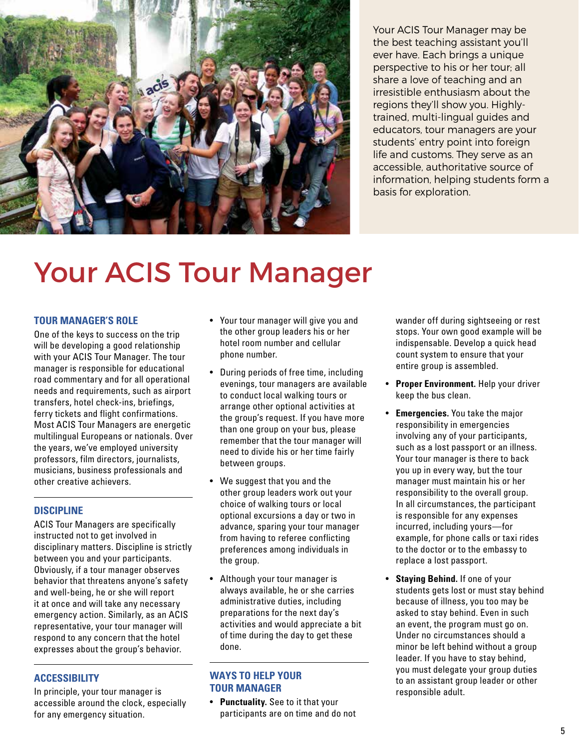Your ACIS Tour Manager may be the best teaching assistant you'll ever have. Each brings a unique perspective to his or her tour; all share a love of teaching and an irresistible enthusiasm about the regions they'll show you. Highly-trained, multi-lingual guides and educators, tour managers are your students' entry point into foreign life and customs. They serve as an accessible, authoritative source of information, helping students form a basis for exploration.

# Your ACIS Tour Manager

## TOUR MANAGER'S ROLE

One of the keys to success on the trip will be developing a good relationship with your ACIS Tour Manager. The tour manager is responsible for educational road commentary and for all operational needs and requirements, such as airport transfers, hotel check-ins, briefings, ferry tickets and flight confirmations. Most ACIS Tour Managers are energetic multilingual Europeans or nationals. Over the years, we've employed university professors, film directors, journalists, musicians, business professionals and other creative achievers.

## DISCIPLINE

ACIS Tour Managers are specifically instructed not to get involved in disciplinary matters. Discipline is strictly between you and your participants. Obviously, if a tour manager observes behavior that threatens anyone's safety and well-being, he or she will report it at once and will take any necessary emergency action. Similarly, as an ACIS representative, your tour manager will respond to any concern that the hotel expresses about the group's behavior.

## ACCESSIBILITY

In principle, your tour manager is accessible around the clock, especially for any emergency situation.

- Your tour manager will give you and the other group leaders his or her hotel room number and cellular phone number.
- During periods of free time, including evenings, tour managers are available to conduct local walking tours or arrange other optional activities at the group's request. If you have more than one group on your bus, please remember that the tour manager will need to divide his or her time fairly between groups.
- We suggest that you and the other group leaders work out your choice of walking tours or local optional excursions a day or two in advance, sparing your tour manager from having to referee conflicting preferences among individuals in the group.
- Although your tour manager is always available, he or she carries administrative duties, including preparations for the next day's activities and would appreciate a bit of time during the day to get these done.

## WAYS TO HELP YOUR TOUR MANAGER

- **Punctuality.** See to it that your participants are on time and do not wander off during sightseeing or rest stops. Your own good example will be indispensable. Develop a quick head count system to ensure that your entire group is assembled.
- **Proper Environment.** Help your driver keep the bus clean.
- **Emergencies.** You take the major responsibility in emergencies involving any of your participants, such as a lost passport or an illness. Your tour manager is there to back you up in every way, but the tour manager must maintain his or her responsibility to the overall group. In all circumstances, the participant is responsible for any expenses incurred, including yours—for example, for phone calls or taxi rides to the doctor or to the embassy to replace a lost passport.
- **Staying Behind.** If one of your students gets lost or must stay behind because of illness, you too may be asked to stay behind. Even in such an event, the program must go on. Under no circumstances should a minor be left behind without a group leader. If you have to stay behind, you must delegate your group duties to an assistant group leader or other responsible adult.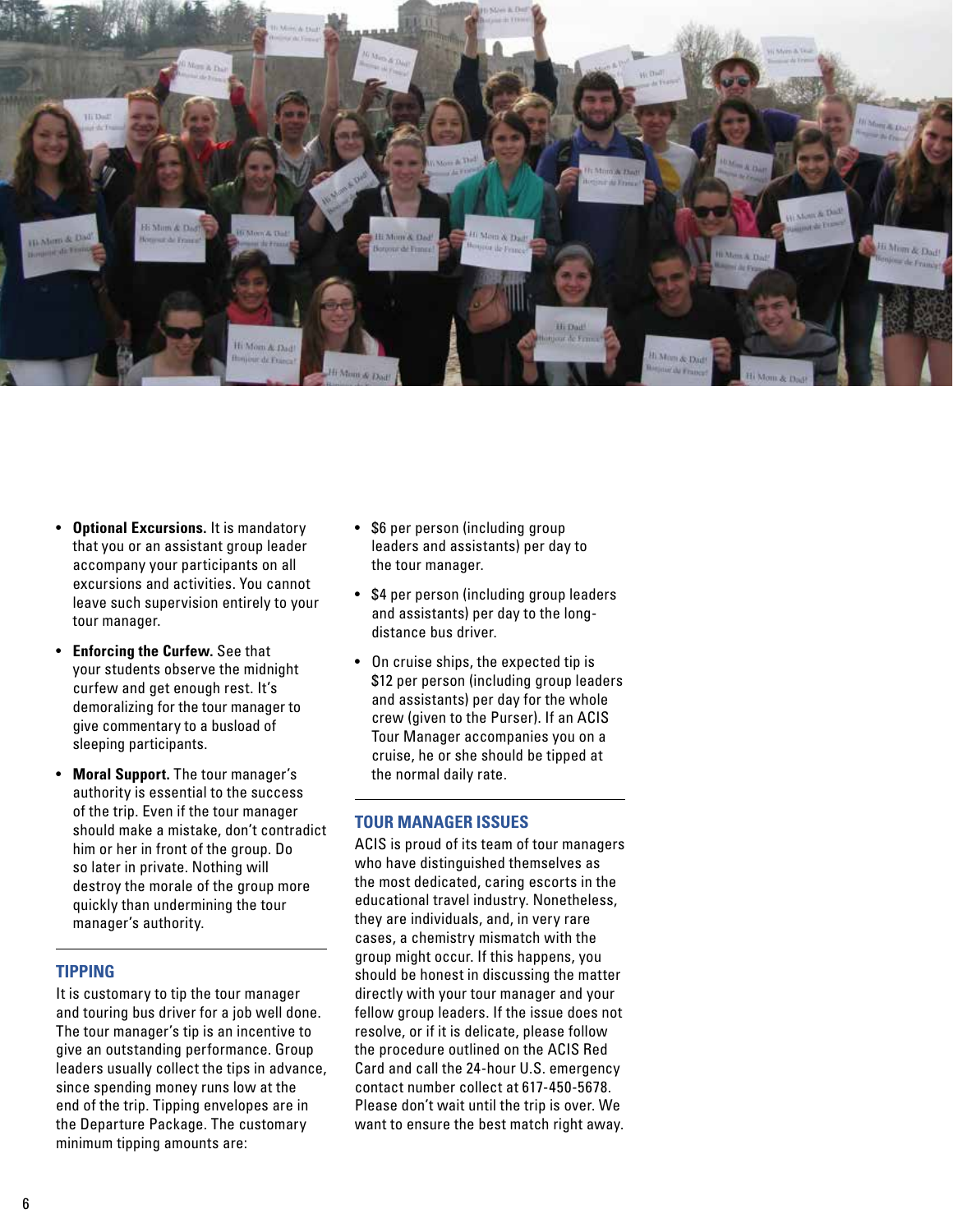- **Optional Excursions.** It is mandatory that you or an assistant group leader accompany your participants on all excursions and activities. You cannot leave such supervision entirely to your tour manager.
- **Enforcing the Curfew.** See that your students observe the midnight curfew and get enough rest. It's demoralizing for the tour manager to give commentary to a busload of sleeping participants.
- **Moral Support.** The tour manager's authority is essential to the success of the trip. Even if the tour manager should make a mistake, don't contradict him or her in front of the group. Do so later in private. Nothing will destroy the morale of the group more quickly than undermining the tour manager's authority.

## TIPPING

It is customary to tip the tour manager and touring bus driver for a job well done. The tour manager's tip is an incentive to give an outstanding performance. Group leaders usually collect the tips in advance, since spending money runs low at the end of the trip. Tipping envelopes are in the Departure Package. The customary minimum tipping amounts are:

- $6 per person (including group leaders and assistants) per day to the tour manager.
- $4 per person (including group leaders and assistants) per day to the long-distance bus driver.
- On cruise ships, the expected tip is $12 per person (including group leaders and assistants) per day for the whole crew (given to the Purser). If an ACIS Tour Manager accompanies you on a cruise, he or she should be tipped at the normal daily rate.

## TOUR MANAGER ISSUES

ACIS is proud of its team of tour managers who have distinguished themselves as the most dedicated, caring escorts in the educational travel industry. Nonetheless, they are individuals, and, in very rare cases, a chemistry mismatch with the group might occur. If this happens, you should be honest in discussing the matter directly with your tour manager and your fellow group leaders. If the issue does not resolve, or if it is delicate, please follow the procedure outlined on the ACIS Red Card and call the 24-hour U.S. emergency contact number collect at 617-450-5678. Please don't wait until the trip is over. We want to ensure the best match right away.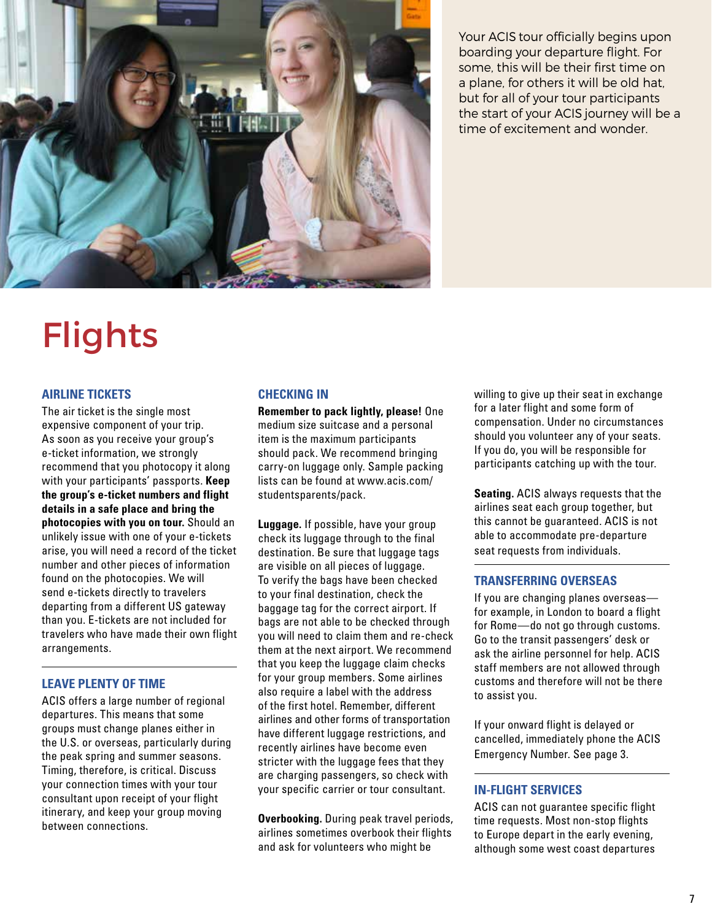Your ACIS tour officially begins upon boarding your departure flight. For some, this will be their first time on a plane, for others it will be old hat, but for all of your tour participants the start of your ACIS journey will be a time of excitement and wonder.

# Flights

## AIRLINE TICKETS

The air ticket is the single most expensive component of your trip. As soon as you receive your group's e-ticket information, we strongly recommend that you photocopy it along with your participants' passports. **Keep the group's e-ticket numbers and flight details in a safe place and bring the photocopies with you on tour.** Should an unlikely issue with one of your e-tickets arise, you will need a record of the ticket number and other pieces of information found on the photocopies. We will send e-tickets directly to travelers departing from a different US gateway than you. E-tickets are not included for travelers who have made their own flight arrangements.

## LEAVE PLENTY OF TIME

ACIS offers a large number of regional departures. This means that some groups must change planes either in the U.S. or overseas, particularly during the peak spring and summer seasons. Timing, therefore, is critical. Discuss your connection times with your tour consultant upon receipt of your flight itinerary, and keep your group moving between connections.

## CHECKING IN

**Remember to pack lightly, please!** One medium size suitcase and a personal item is the maximum participants should pack. We recommend bringing carry-on luggage only. Sample packing lists can be found at www.acis.com/studentsparents/pack.

**Luggage.** If possible, have your group check its luggage through to the final destination. Be sure that luggage tags are visible on all pieces of luggage. To verify the bags have been checked to your final destination, check the baggage tag for the correct airport. If bags are not able to be checked through you will need to claim them and re-check them at the next airport. We recommend that you keep the luggage claim checks for your group members. Some airlines also require a label with the address of the first hotel. Remember, different airlines and other forms of transportation have different luggage restrictions, and recently airlines have become even stricter with the luggage fees that they are charging passengers, so check with your specific carrier or tour consultant.

**Overbooking.** During peak travel periods, airlines sometimes overbook their flights and ask for volunteers who might be willing to give up their seat in exchange for a later flight and some form of compensation. Under no circumstances should you volunteer any of your seats. If you do, you will be responsible for participants catching up with the tour.

**Seating.** ACIS always requests that the airlines seat each group together, but this cannot be guaranteed. ACIS is not able to accommodate pre-departure seat requests from individuals.

## TRANSFERRING OVERSEAS

If you are changing planes overseas—for example, in London to board a flight for Rome—do not go through customs. Go to the transit passengers' desk or ask the airline personnel for help. ACIS staff members are not allowed through customs and therefore will not be there to assist you.

If your onward flight is delayed or cancelled, immediately phone the ACIS Emergency Number. See page 3.

## IN-FLIGHT SERVICES

ACIS can not guarantee specific flight time requests. Most non-stop flights to Europe depart in the early evening, although some west coast departures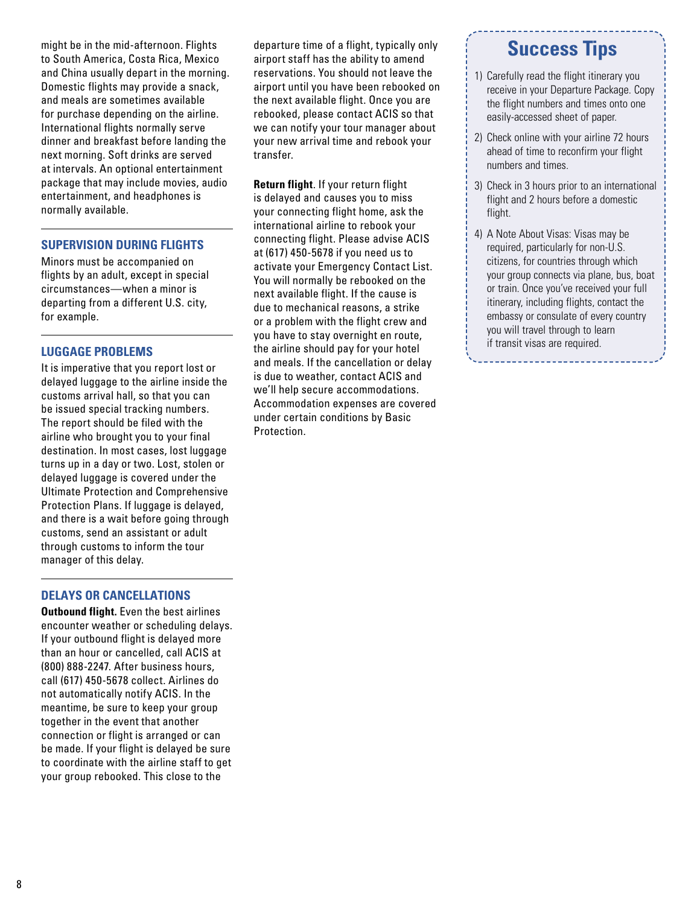might be in the mid-afternoon. Flights to South America, Costa Rica, Mexico and China usually depart in the morning. Domestic flights may provide a snack, and meals are sometimes available for purchase depending on the airline. International flights normally serve dinner and breakfast before landing the next morning. Soft drinks are served at intervals. An optional entertainment package that may include movies, audio entertainment, and headphones is normally available.

## SUPERVISION DURING FLIGHTS

Minors must be accompanied on flights by an adult, except in special circumstances—when a minor is departing from a different U.S. city, for example.

## LUGGAGE PROBLEMS

It is imperative that you report lost or delayed luggage to the airline inside the customs arrival hall, so that you can be issued special tracking numbers. The report should be filed with the airline who brought you to your final destination. In most cases, lost luggage turns up in a day or two. Lost, stolen or delayed luggage is covered under the Ultimate Protection and Comprehensive Protection Plans. If luggage is delayed, and there is a wait before going through customs, send an assistant or adult through customs to inform the tour manager of this delay.

## DELAYS OR CANCELLATIONS

**Outbound flight.** Even the best airlines encounter weather or scheduling delays. If your outbound flight is delayed more than an hour or cancelled, call ACIS at (800) 888-2247. After business hours, call (617) 450-5678 collect. Airlines do not automatically notify ACIS. In the meantime, be sure to keep your group together in the event that another connection or flight is arranged or can be made. If your flight is delayed be sure to coordinate with the airline staff to get your group rebooked. This close to the departure time of a flight, typically only airport staff has the ability to amend reservations. You should not leave the airport until you have been rebooked on the next available flight. Once you are rebooked, please contact ACIS so that we can notify your tour manager about your new arrival time and rebook your transfer.

**Return flight**. If your return flight is delayed and causes you to miss your connecting flight home, ask the international airline to rebook your connecting flight. Please advise ACIS at (617) 450-5678 if you need us to activate your Emergency Contact List. You will normally be rebooked on the next available flight. If the cause is due to mechanical reasons, a strike or a problem with the flight crew and you have to stay overnight en route, the airline should pay for your hotel and meals. If the cancellation or delay is due to weather, contact ACIS and we'll help secure accommodations. Accommodation expenses are covered under certain conditions by Basic Protection.

## Success Tips

1) Carefully read the flight itinerary you receive in your Departure Package. Copy the flight numbers and times onto one easily-accessed sheet of paper.
2) Check online with your airline 72 hours ahead of time to reconfirm your flight numbers and times.
3) Check in 3 hours prior to an international flight and 2 hours before a domestic flight.
4) A Note About Visas: Visas may be required, particularly for non-U.S. citizens, for countries through which your group connects via plane, bus, boat or train. Once you've received your full itinerary, including flights, contact the embassy or consulate of every country you will travel through to learn if transit visas are required.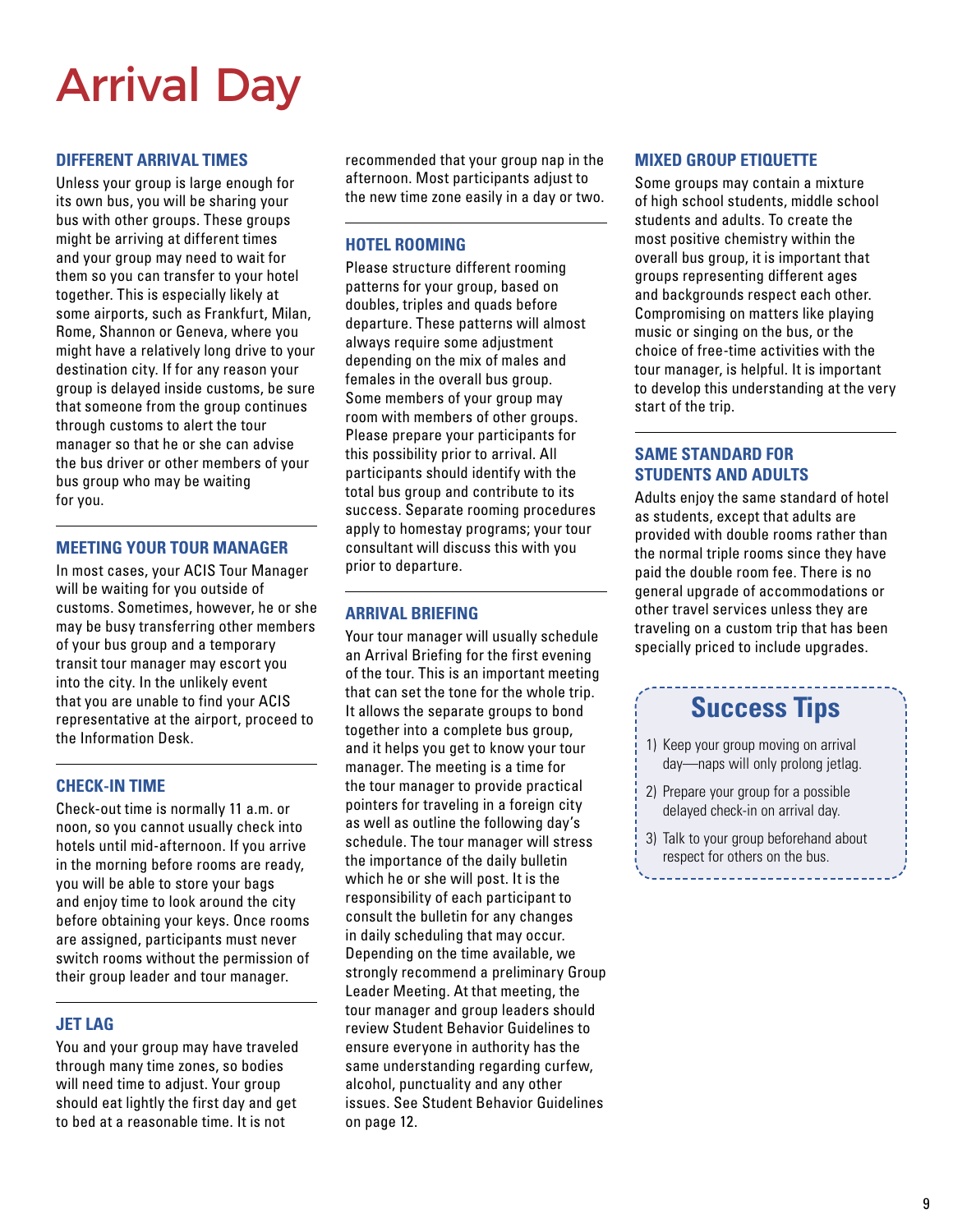# Arrival Day

## DIFFERENT ARRIVAL TIMES

Unless your group is large enough for its own bus, you will be sharing your bus with other groups. These groups might be arriving at different times and your group may need to wait for them so you can transfer to your hotel together. This is especially likely at some airports, such as Frankfurt, Milan, Rome, Shannon or Geneva, where you might have a relatively long drive to your destination city. If for any reason your group is delayed inside customs, be sure that someone from the group continues through customs to alert the tour manager so that he or she can advise the bus driver or other members of your bus group who may be waiting for you.

## MEETING YOUR TOUR MANAGER

In most cases, your ACIS Tour Manager will be waiting for you outside of customs. Sometimes, however, he or she may be busy transferring other members of your bus group and a temporary transit tour manager may escort you into the city. In the unlikely event that you are unable to find your ACIS representative at the airport, proceed to the Information Desk.

## CHECK-IN TIME

Check-out time is normally 11 a.m. or noon, so you cannot usually check into hotels until mid-afternoon. If you arrive in the morning before rooms are ready, you will be able to store your bags and enjoy time to look around the city before obtaining your keys. Once rooms are assigned, participants must never switch rooms without the permission of their group leader and tour manager.

## JET LAG

You and your group may have traveled through many time zones, so bodies will need time to adjust. Your group should eat lightly the first day and get to bed at a reasonable time. It is not recommended that your group nap in the afternoon. Most participants adjust to the new time zone easily in a day or two.

## HOTEL ROOMING

Please structure different rooming patterns for your group, based on doubles, triples and quads before departure. These patterns will almost always require some adjustment depending on the mix of males and females in the overall bus group. Some members of your group may room with members of other groups. Please prepare your participants for this possibility prior to arrival. All participants should identify with the total bus group and contribute to its success. Separate rooming procedures apply to homestay programs; your tour consultant will discuss this with you prior to departure.

## ARRIVAL BRIEFING

Your tour manager will usually schedule an Arrival Briefing for the first evening of the tour. This is an important meeting that can set the tone for the whole trip. It allows the separate groups to bond together into a complete bus group, and it helps you get to know your tour manager. The meeting is a time for the tour manager to provide practical pointers for traveling in a foreign city as well as outline the following day's schedule. The tour manager will stress the importance of the daily bulletin which he or she will post. It is the responsibility of each participant to consult the bulletin for any changes in daily scheduling that may occur. Depending on the time available, we strongly recommend a preliminary Group Leader Meeting. At that meeting, the tour manager and group leaders should review Student Behavior Guidelines to ensure everyone in authority has the same understanding regarding curfew, alcohol, punctuality and any other issues. See Student Behavior Guidelines on page 12.

## MIXED GROUP ETIQUETTE

Some groups may contain a mixture of high school students, middle school students and adults. To create the most positive chemistry within the overall bus group, it is important that groups representing different ages and backgrounds respect each other. Compromising on matters like playing music or singing on the bus, or the choice of free-time activities with the tour manager, is helpful. It is important to develop this understanding at the very start of the trip.

## SAME STANDARD FOR STUDENTS AND ADULTS

Adults enjoy the same standard of hotel as students, except that adults are provided with double rooms rather than the normal triple rooms since they have paid the double room fee. There is no general upgrade of accommodations or other travel services unless they are traveling on a custom trip that has been specially priced to include upgrades.

## Success Tips

1) Keep your group moving on arrival day—naps will only prolong jetlag.
2) Prepare your group for a possible delayed check-in on arrival day.
3) Talk to your group beforehand about respect for others on the bus.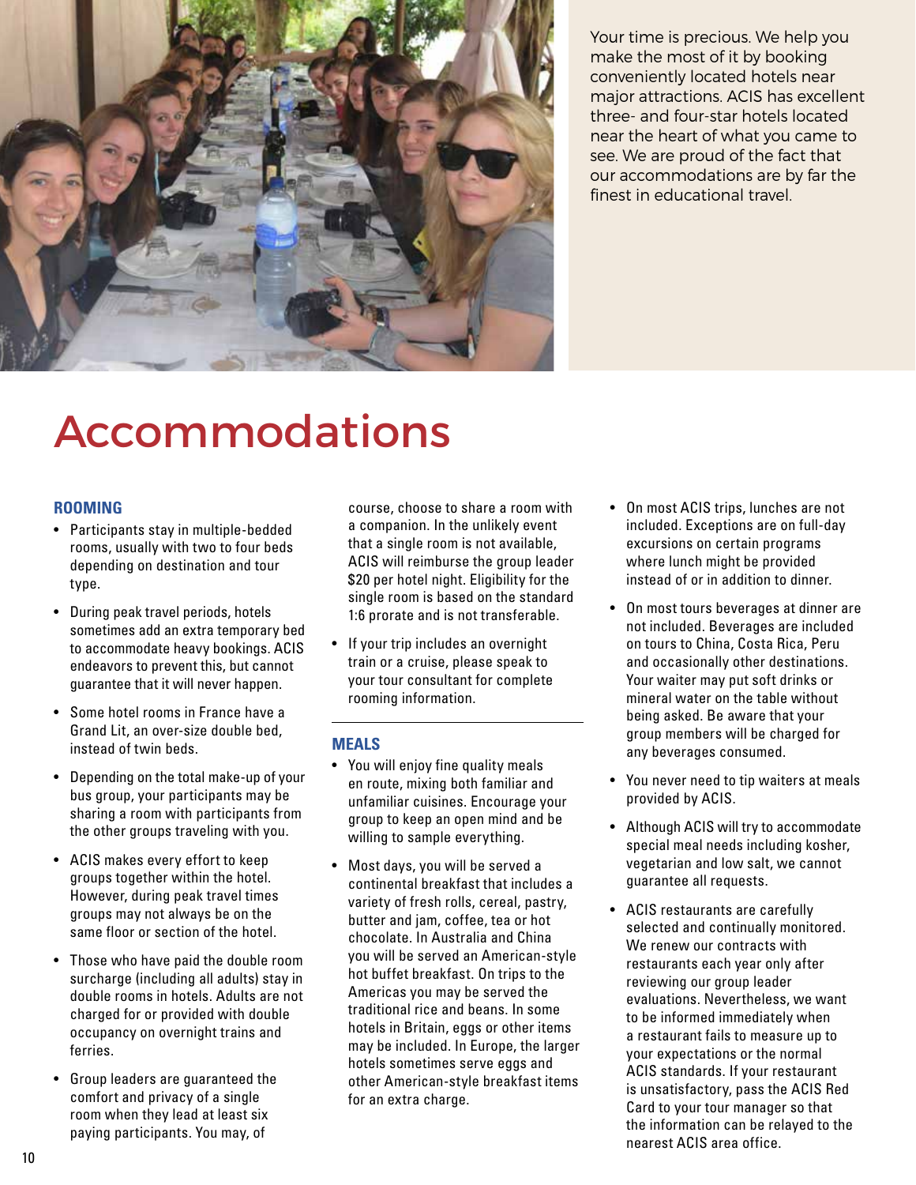Your time is precious. We help you make the most of it by booking conveniently located hotels near major attractions. ACIS has excellent three- and four-star hotels located near the heart of what you came to see. We are proud of the fact that our accommodations are by far the finest in educational travel.

# Accommodations

### ROOMING

- Participants stay in multiple-bedded rooms, usually with two to four beds depending on destination and tour type.
- During peak travel periods, hotels sometimes add an extra temporary bed to accommodate heavy bookings. ACIS endeavors to prevent this, but cannot guarantee that it will never happen.
- Some hotel rooms in France have a Grand Lit, an over-size double bed, instead of twin beds.
- Depending on the total make-up of your bus group, your participants may be sharing a room with participants from the other groups traveling with you.
- ACIS makes every effort to keep groups together within the hotel. However, during peak travel times groups may not always be on the same floor or section of the hotel.
- Those who have paid the double room surcharge (including all adults) stay in double rooms in hotels. Adults are not charged for or provided with double occupancy on overnight trains and ferries.
- Group leaders are guaranteed the comfort and privacy of a single room when they lead at least six paying participants. You may, of course, choose to share a room with a companion. In the unlikely event that a single room is not available, ACIS will reimburse the group leader $20 per hotel night. Eligibility for the single room is based on the standard 1:6 prorate and is not transferable.
- If your trip includes an overnight train or a cruise, please speak to your tour consultant for complete rooming information.

### MEALS

- You will enjoy fine quality meals en route, mixing both familiar and unfamiliar cuisines. Encourage your group to keep an open mind and be willing to sample everything.
- Most days, you will be served a continental breakfast that includes a variety of fresh rolls, cereal, pastry, butter and jam, coffee, tea or hot chocolate. In Australia and China you will be served an American-style hot buffet breakfast. On trips to the Americas you may be served the traditional rice and beans. In some hotels in Britain, eggs or other items may be included. In Europe, the larger hotels sometimes serve eggs and other American-style breakfast items for an extra charge.
- On most ACIS trips, lunches are not included. Exceptions are on full-day excursions on certain programs where lunch might be provided instead of or in addition to dinner.
- On most tours beverages at dinner are not included. Beverages are included on tours to China, Costa Rica, Peru and occasionally other destinations. Your waiter may put soft drinks or mineral water on the table without being asked. Be aware that your group members will be charged for any beverages consumed.
- You never need to tip waiters at meals provided by ACIS.
- Although ACIS will try to accommodate special meal needs including kosher, vegetarian and low salt, we cannot guarantee all requests.
- ACIS restaurants are carefully selected and continually monitored. We renew our contracts with restaurants each year only after reviewing our group leader evaluations. Nevertheless, we want to be informed immediately when a restaurant fails to measure up to your expectations or the normal ACIS standards. If your restaurant is unsatisfactory, pass the ACIS Red Card to your tour manager so that the information can be relayed to the nearest ACIS area office.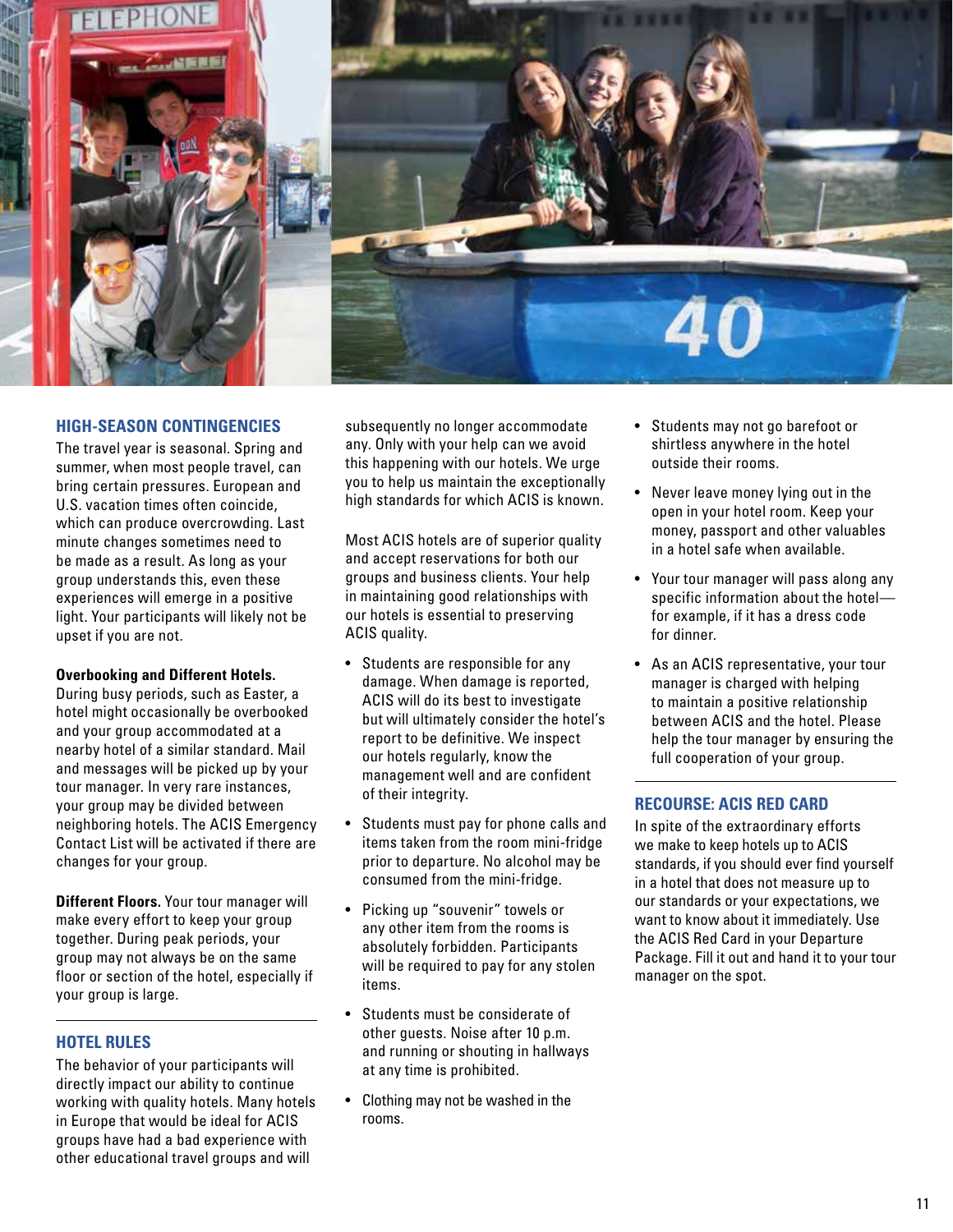## HIGH-SEASON CONTINGENCIES

The travel year is seasonal. Spring and summer, when most people travel, can bring certain pressures. European and U.S. vacation times often coincide, which can produce overcrowding. Last minute changes sometimes need to be made as a result. As long as your group understands this, even these experiences will emerge in a positive light. Your participants will likely not be upset if you are not.

**Overbooking and Different Hotels.** During busy periods, such as Easter, a hotel might occasionally be overbooked and your group accommodated at a nearby hotel of a similar standard. Mail and messages will be picked up by your tour manager. In very rare instances, your group may be divided between neighboring hotels. The ACIS Emergency Contact List will be activated if there are changes for your group.

**Different Floors.** Your tour manager will make every effort to keep your group together. During peak periods, your group may not always be on the same floor or section of the hotel, especially if your group is large.

## HOTEL RULES

The behavior of your participants will directly impact our ability to continue working with quality hotels. Many hotels in Europe that would be ideal for ACIS groups have had a bad experience with other educational travel groups and will subsequently no longer accommodate any. Only with your help can we avoid this happening with our hotels. We urge you to help us maintain the exceptionally high standards for which ACIS is known.

Most ACIS hotels are of superior quality and accept reservations for both our groups and business clients. Your help in maintaining good relationships with our hotels is essential to preserving ACIS quality.

- Students are responsible for any damage. When damage is reported, ACIS will do its best to investigate but will ultimately consider the hotel's report to be definitive. We inspect our hotels regularly, know the management well and are confident of their integrity.
- Students must pay for phone calls and items taken from the room mini-fridge prior to departure. No alcohol may be consumed from the mini-fridge.
- Picking up "souvenir" towels or any other item from the rooms is absolutely forbidden. Participants will be required to pay for any stolen items.
- Students must be considerate of other guests. Noise after 10 p.m. and running or shouting in hallways at any time is prohibited.
- Clothing may not be washed in the rooms.
- Students may not go barefoot or shirtless anywhere in the hotel outside their rooms.
- Never leave money lying out in the open in your hotel room. Keep your money, passport and other valuables in a hotel safe when available.
- Your tour manager will pass along any specific information about the hotel—for example, if it has a dress code for dinner.
- As an ACIS representative, your tour manager is charged with helping to maintain a positive relationship between ACIS and the hotel. Please help the tour manager by ensuring the full cooperation of your group.

## RECOURSE: ACIS RED CARD

In spite of the extraordinary efforts we make to keep hotels up to ACIS standards, if you should ever find yourself in a hotel that does not measure up to our standards or your expectations, we want to know about it immediately. Use the ACIS Red Card in your Departure Package. Fill it out and hand it to your tour manager on the spot.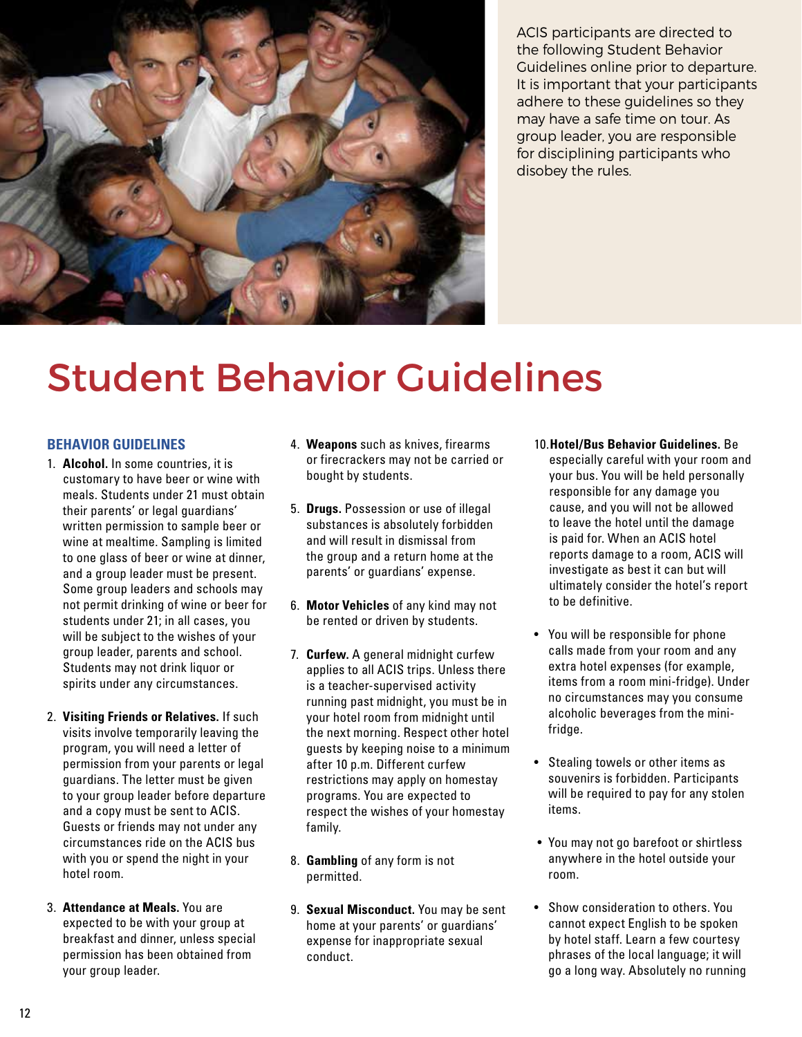ACIS participants are directed to the following Student Behavior Guidelines online prior to departure. It is important that your participants adhere to these guidelines so they may have a safe time on tour. As group leader, you are responsible for disciplining participants who disobey the rules.

# Student Behavior Guidelines

## BEHAVIOR GUIDELINES

1. **Alcohol.** In some countries, it is customary to have beer or wine with meals. Students under 21 must obtain their parents' or legal guardians' written permission to sample beer or wine at mealtime. Sampling is limited to one glass of beer or wine at dinner, and a group leader must be present. Some group leaders and schools may not permit drinking of wine or beer for students under 21; in all cases, you will be subject to the wishes of your group leader, parents and school. Students may not drink liquor or spirits under any circumstances.

2. **Visiting Friends or Relatives.** If such visits involve temporarily leaving the program, you will need a letter of permission from your parents or legal guardians. The letter must be given to your group leader before departure and a copy must be sent to ACIS. Guests or friends may not under any circumstances ride on the ACIS bus with you or spend the night in your hotel room.

3. **Attendance at Meals.** You are expected to be with your group at breakfast and dinner, unless special permission has been obtained from your group leader.

4. **Weapons** such as knives, firearms or firecrackers may not be carried or bought by students.

5. **Drugs.** Possession or use of illegal substances is absolutely forbidden and will result in dismissal from the group and a return home at the parents' or guardians' expense.

6. **Motor Vehicles** of any kind may not be rented or driven by students.

7. **Curfew.** A general midnight curfew applies to all ACIS trips. Unless there is a teacher-supervised activity running past midnight, you must be in your hotel room from midnight until the next morning. Respect other hotel guests by keeping noise to a minimum after 10 p.m. Different curfew restrictions may apply on homestay programs. You are expected to respect the wishes of your homestay family.

8. **Gambling** of any form is not permitted.

9. **Sexual Misconduct.** You may be sent home at your parents' or guardians' expense for inappropriate sexual conduct.

10. **Hotel/Bus Behavior Guidelines.** Be especially careful with your room and your bus. You will be held personally responsible for any damage you cause, and you will not be allowed to leave the hotel until the damage is paid for. When an ACIS hotel reports damage to a room, ACIS will investigate as best it can but will ultimately consider the hotel's report to be definitive.

- You will be responsible for phone calls made from your room and any extra hotel expenses (for example, items from a room mini-fridge). Under no circumstances may you consume alcoholic beverages from the mini-fridge.
- Stealing towels or other items as souvenirs is forbidden. Participants will be required to pay for any stolen items.
- You may not go barefoot or shirtless anywhere in the hotel outside your room.
- Show consideration to others. You cannot expect English to be spoken by hotel staff. Learn a few courtesy phrases of the local language; it will go a long way. Absolutely no running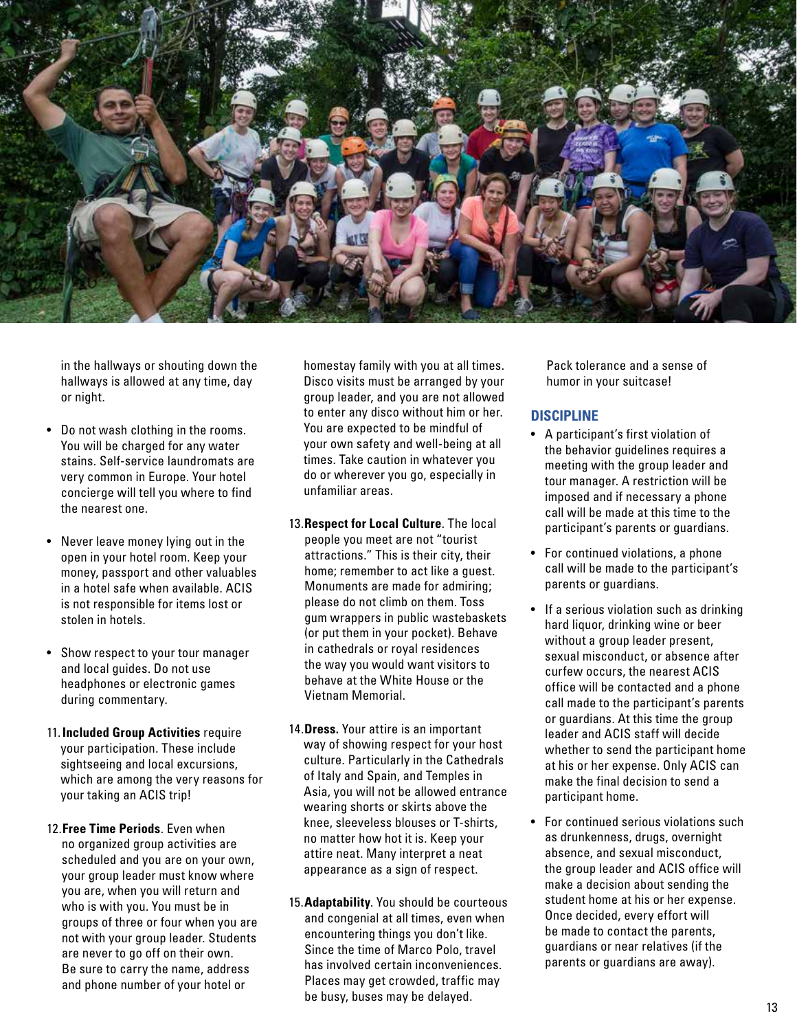in the hallways or shouting down the hallways is allowed at any time, day or night.

- Do not wash clothing in the rooms. You will be charged for any water stains. Self-service laundromats are very common in Europe. Your hotel concierge will tell you where to find the nearest one.
- Never leave money lying out in the open in your hotel room. Keep your money, passport and other valuables in a hotel safe when available. ACIS is not responsible for items lost or stolen in hotels.
- Show respect to your tour manager and local guides. Do not use headphones or electronic games during commentary.

11. **Included Group Activities** require your participation. These include sightseeing and local excursions, which are among the very reasons for your taking an ACIS trip!

12. **Free Time Periods**. Even when no organized group activities are scheduled and you are on your own, your group leader must know where you are, when you will return and who is with you. You must be in groups of three or four when you are not with your group leader. Students are never to go off on their own. Be sure to carry the name, address and phone number of your hotel or homestay family with you at all times. Disco visits must be arranged by your group leader, and you are not allowed to enter any disco without him or her. You are expected to be mindful of your own safety and well-being at all times. Take caution in whatever you do or wherever you go, especially in unfamiliar areas.

13. **Respect for Local Culture**. The local people you meet are not "tourist attractions." This is their city, their home; remember to act like a guest. Monuments are made for admiring; please do not climb on them. Toss gum wrappers in public wastebaskets (or put them in your pocket). Behave in cathedrals or royal residences the way you would want visitors to behave at the White House or the Vietnam Memorial.

14. **Dress.** Your attire is an important way of showing respect for your host culture. Particularly in the Cathedrals of Italy and Spain, and Temples in Asia, you will not be allowed entrance wearing shorts or skirts above the knee, sleeveless blouses or T-shirts, no matter how hot it is. Keep your attire neat. Many interpret a neat appearance as a sign of respect.

15. **Adaptability**. You should be courteous and congenial at all times, even when encountering things you don't like. Since the time of Marco Polo, travel has involved certain inconveniences. Places may get crowded, traffic may be busy, buses may be delayed. Pack tolerance and a sense of humor in your suitcase!

## DISCIPLINE

- A participant's first violation of the behavior guidelines requires a meeting with the group leader and tour manager. A restriction will be imposed and if necessary a phone call will be made at this time to the participant's parents or guardians.
- For continued violations, a phone call will be made to the participant's parents or guardians.
- If a serious violation such as drinking hard liquor, drinking wine or beer without a group leader present, sexual misconduct, or absence after curfew occurs, the nearest ACIS office will be contacted and a phone call made to the participant's parents or guardians. At this time the group leader and ACIS staff will decide whether to send the participant home at his or her expense. Only ACIS can make the final decision to send a participant home.
- For continued serious violations such as drunkenness, drugs, overnight absence, and sexual misconduct, the group leader and ACIS office will make a decision about sending the student home at his or her expense. Once decided, every effort will be made to contact the parents, guardians or near relatives (if the parents or guardians are away).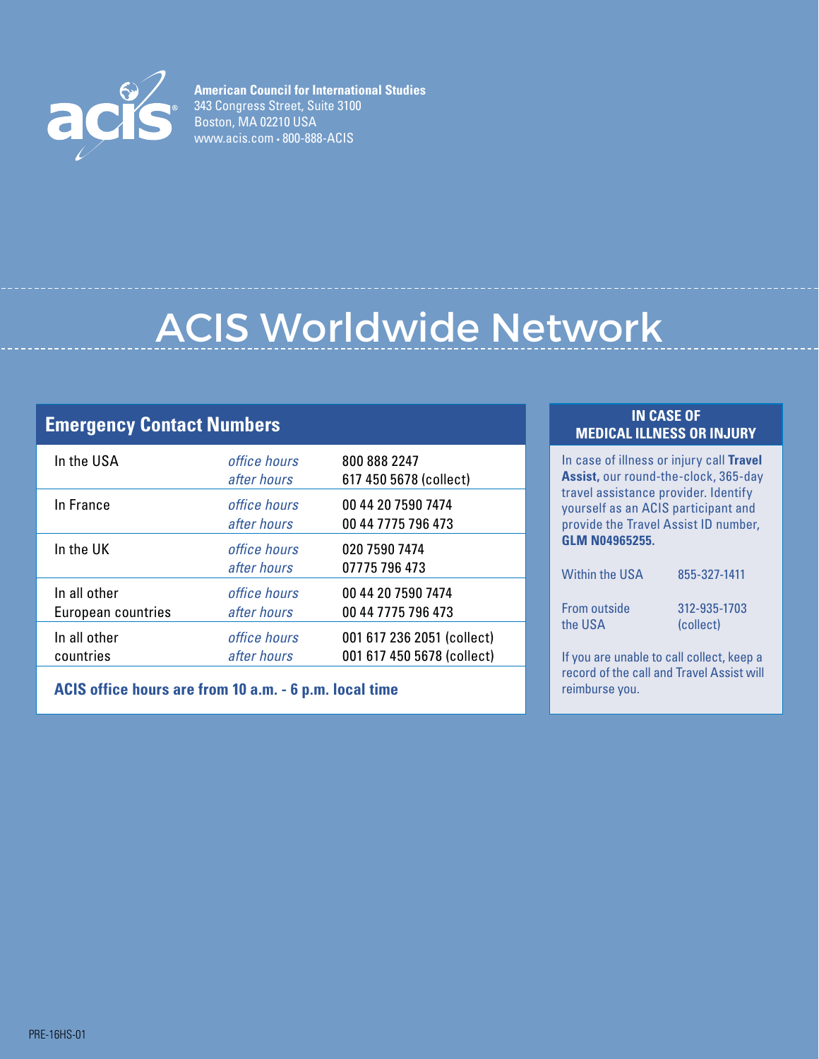**American Council for International Studies**
343 Congress Street, Suite 3100
Boston, MA 02210 USA
www.acis.com • 800-888-ACIS

# ACIS Worldwide Network

## Emergency Contact Numbers

| | | |
|---|---|---|
| In the USA | *office hours*<br>*after hours* | 800 888 2247<br>617 450 5678 (collect) |
| In France | *office hours*<br>*after hours* | 00 44 20 7590 7474<br>00 44 7775 796 473 |
| In the UK | *office hours*<br>*after hours* | 020 7590 7474<br>07775 796 473 |
| In all other European countries | *office hours*<br>*after hours* | 00 44 20 7590 7474<br>00 44 7775 796 473 |
| In all other countries | *office hours*<br>*after hours* | 001 617 236 2051 (collect)<br>001 617 450 5678 (collect) |

**ACIS office hours are from 10 a.m. - 6 p.m. local time**

## IN CASE OF MEDICAL ILLNESS OR INJURY

In case of illness or injury call **Travel Assist,** our round-the-clock, 365-day travel assistance provider. Identify yourself as an ACIS participant and provide the Travel Assist ID number, **GLM N04965255.**

| | |
|---|---|
| Within the USA | 855-327-1411 |
| From outside the USA | 312-935-1703 (collect) |

If you are unable to call collect, keep a record of the call and Travel Assist will reimburse you.

PRE-16HS-01